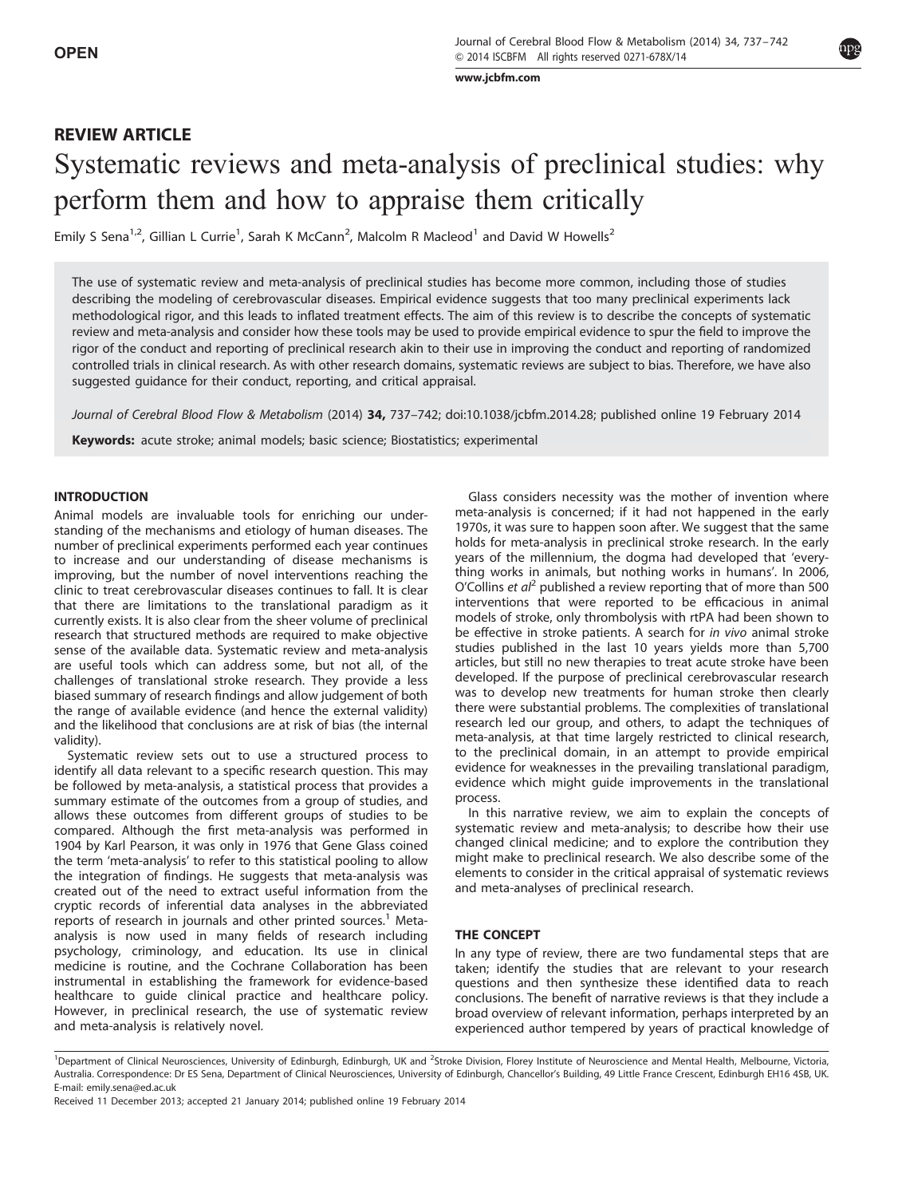OPEN

# REVIEW ARTICLE

# Systematic reviews and meta-analysis of preclinical studies: why perform them and how to appraise them critically

Emily S Sena[1,2], Gillian L Currie[1], Sarah K McCann[2], Malcolm R Macleod[1] and David W Howells[2]

The use of systematic review and meta-analysis of preclinical studies has become more common, including those of studies describing the modeling of cerebrovascular diseases. Empirical evidence suggests that too many preclinical experiments lack methodological rigor, and this leads to inflated treatment effects. The aim of this review is to describe the concepts of systematic review and meta-analysis and consider how these tools may be used to provide empirical evidence to spur the field to improve the rigor of the conduct and reporting of preclinical research akin to their use in improving the conduct and reporting of randomized controlled trials in clinical research. As with other research domains, systematic reviews are subject to bias. Therefore, we have also suggested guidance for their conduct, reporting, and critical appraisal.

*Journal of Cerebral Blood Flow & Metabolism* (2014) **34,** 737–742; doi:10.1038/jcbfm.2014.28; published online 19 February 2014

**Keywords:** acute stroke; animal models; basic science; Biostatistics; experimental

## INTRODUCTION

Animal models are invaluable tools for enriching our understanding of the mechanisms and etiology of human diseases. The number of preclinical experiments performed each year continues to increase and our understanding of disease mechanisms is improving, but the number of novel interventions reaching the clinic to treat cerebrovascular diseases continues to fall. It is clear that there are limitations to the translational paradigm as it currently exists. It is also clear from the sheer volume of preclinical research that structured methods are required to make objective sense of the available data. Systematic review and meta-analysis are useful tools which can address some, but not all, of the challenges of translational stroke research. They provide a less biased summary of research findings and allow judgement of both the range of available evidence (and hence the external validity) and the likelihood that conclusions are at risk of bias (the internal validity).

Systematic review sets out to use a structured process to identify all data relevant to a specific research question. This may be followed by meta-analysis, a statistical process that provides a summary estimate of the outcomes from a group of studies, and allows these outcomes from different groups of studies to be compared. Although the first meta-analysis was performed in 1904 by Karl Pearson, it was only in 1976 that Gene Glass coined the term 'meta-analysis' to refer to this statistical pooling to allow the integration of findings. He suggests that meta-analysis was created out of the need to extract useful information from the cryptic records of inferential data analyses in the abbreviated reports of research in journals and other printed sources.[1] Meta-analysis is now used in many fields of research including psychology, criminology, and education. Its use in clinical medicine is routine, and the Cochrane Collaboration has been instrumental in establishing the framework for evidence-based healthcare to guide clinical practice and healthcare policy. However, in preclinical research, the use of systematic review and meta-analysis is relatively novel.

Glass considers necessity was the mother of invention where meta-analysis is concerned; if it had not happened in the early 1970s, it was sure to happen soon after. We suggest that the same holds for meta-analysis in preclinical stroke research. In the early years of the millennium, the dogma had developed that 'everything works in animals, but nothing works in humans'. In 2006, O'Collins *et al*[2] published a review reporting that of more than 500 interventions that were reported to be efficacious in animal models of stroke, only thrombolysis with rtPA had been shown to be effective in stroke patients. A search for *in vivo* animal stroke studies published in the last 10 years yields more than 5,700 articles, but still no new therapies to treat acute stroke have been developed. If the purpose of preclinical cerebrovascular research was to develop new treatments for human stroke then clearly there were substantial problems. The complexities of translational research led our group, and others, to adapt the techniques of meta-analysis, at that time largely restricted to clinical research, to the preclinical domain, in an attempt to provide empirical evidence for weaknesses in the prevailing translational paradigm, evidence which might guide improvements in the translational process.

In this narrative review, we aim to explain the concepts of systematic review and meta-analysis; to describe how their use changed clinical medicine; and to explore the contribution they might make to preclinical research. We also describe some of the elements to consider in the critical appraisal of systematic reviews and meta-analyses of preclinical research.

## THE CONCEPT

In any type of review, there are two fundamental steps that are taken; identify the studies that are relevant to your research questions and then synthesize these identified data to reach conclusions. The benefit of narrative reviews is that they include a broad overview of relevant information, perhaps interpreted by an experienced author tempered by years of practical knowledge of

[1]Department of Clinical Neurosciences, University of Edinburgh, Edinburgh, UK and [2]Stroke Division, Florey Institute of Neuroscience and Mental Health, Melbourne, Victoria, Australia. Correspondence: Dr ES Sena, Department of Clinical Neurosciences, University of Edinburgh, Chancellor's Building, 49 Little France Crescent, Edinburgh EH16 4SB, UK. E-mail: emily.sena@ed.ac.uk

Received 11 December 2013; accepted 21 January 2014; published online 19 February 2014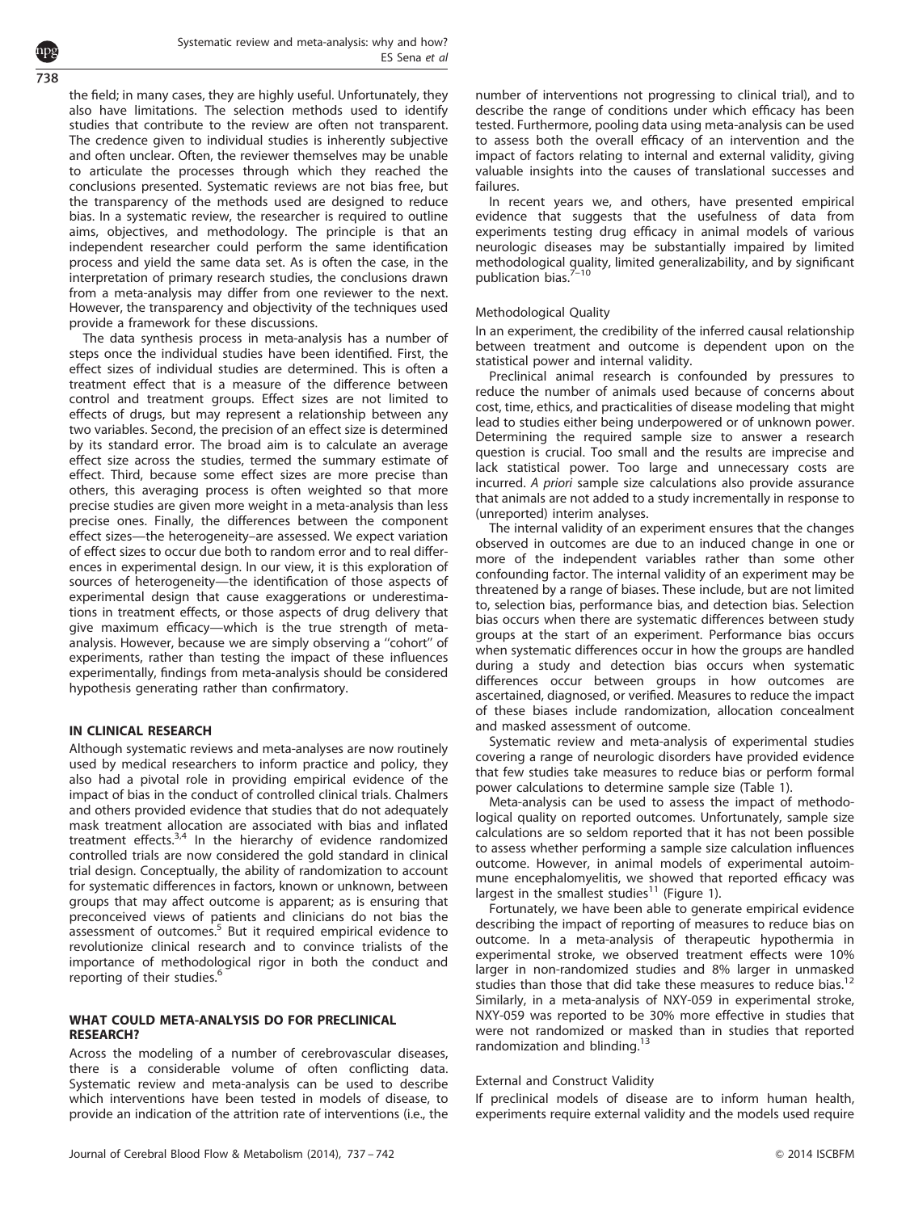the field; in many cases, they are highly useful. Unfortunately, they also have limitations. The selection methods used to identify studies that contribute to the review are often not transparent. The credence given to individual studies is inherently subjective and often unclear. Often, the reviewer themselves may be unable to articulate the processes through which they reached the conclusions presented. Systematic reviews are not bias free, but the transparency of the methods used are designed to reduce bias. In a systematic review, the researcher is required to outline aims, objectives, and methodology. The principle is that an independent researcher could perform the same identification process and yield the same data set. As is often the case, in the interpretation of primary research studies, the conclusions drawn from a meta-analysis may differ from one reviewer to the next. However, the transparency and objectivity of the techniques used provide a framework for these discussions.

The data synthesis process in meta-analysis has a number of steps once the individual studies have been identified. First, the effect sizes of individual studies are determined. This is often a treatment effect that is a measure of the difference between control and treatment groups. Effect sizes are not limited to effects of drugs, but may represent a relationship between any two variables. Second, the precision of an effect size is determined by its standard error. The broad aim is to calculate an average effect size across the studies, termed the summary estimate of effect. Third, because some effect sizes are more precise than others, this averaging process is often weighted so that more precise studies are given more weight in a meta-analysis than less precise ones. Finally, the differences between the component effect sizes—the heterogeneity–are assessed. We expect variation of effect sizes to occur due both to random error and to real differences in experimental design. In our view, it is this exploration of sources of heterogeneity—the identification of those aspects of experimental design that cause exaggerations or underestimations in treatment effects, or those aspects of drug delivery that give maximum efficacy—which is the true strength of meta-analysis. However, because we are simply observing a ''cohort'' of experiments, rather than testing the impact of these influences experimentally, findings from meta-analysis should be considered hypothesis generating rather than confirmatory.

## IN CLINICAL RESEARCH

Although systematic reviews and meta-analyses are now routinely used by medical researchers to inform practice and policy, they also had a pivotal role in providing empirical evidence of the impact of bias in the conduct of controlled clinical trials. Chalmers and others provided evidence that studies that do not adequately mask treatment allocation are associated with bias and inflated treatment effects.[3,4] In the hierarchy of evidence randomized controlled trials are now considered the gold standard in clinical trial design. Conceptually, the ability of randomization to account for systematic differences in factors, known or unknown, between groups that may affect outcome is apparent; as is ensuring that preconceived views of patients and clinicians do not bias the assessment of outcomes.[5] But it required empirical evidence to revolutionize clinical research and to convince trialists of the importance of methodological rigor in both the conduct and reporting of their studies.[6]

## WHAT COULD META-ANALYSIS DO FOR PRECLINICAL RESEARCH?

Across the modeling of a number of cerebrovascular diseases, there is a considerable volume of often conflicting data. Systematic review and meta-analysis can be used to describe which interventions have been tested in models of disease, to provide an indication of the attrition rate of interventions (i.e., the number of interventions not progressing to clinical trial), and to describe the range of conditions under which efficacy has been tested. Furthermore, pooling data using meta-analysis can be used to assess both the overall efficacy of an intervention and the impact of factors relating to internal and external validity, giving valuable insights into the causes of translational successes and failures.

In recent years we, and others, have presented empirical evidence that suggests that the usefulness of data from experiments testing drug efficacy in animal models of various neurologic diseases may be substantially impaired by limited methodological quality, limited generalizability, and by significant publication bias.[7–10]

### Methodological Quality

In an experiment, the credibility of the inferred causal relationship between treatment and outcome is dependent upon on the statistical power and internal validity.

Preclinical animal research is confounded by pressures to reduce the number of animals used because of concerns about cost, time, ethics, and practicalities of disease modeling that might lead to studies either being underpowered or of unknown power. Determining the required sample size to answer a research question is crucial. Too small and the results are imprecise and lack statistical power. Too large and unnecessary costs are incurred. *A priori* sample size calculations also provide assurance that animals are not added to a study incrementally in response to (unreported) interim analyses.

The internal validity of an experiment ensures that the changes observed in outcomes are due to an induced change in one or more of the independent variables rather than some other confounding factor. The internal validity of an experiment may be threatened by a range of biases. These include, but are not limited to, selection bias, performance bias, and detection bias. Selection bias occurs when there are systematic differences between study groups at the start of an experiment. Performance bias occurs when systematic differences occur in how the groups are handled during a study and detection bias occurs when systematic differences occur between groups in how outcomes are ascertained, diagnosed, or verified. Measures to reduce the impact of these biases include randomization, allocation concealment and masked assessment of outcome.

Systematic review and meta-analysis of experimental studies covering a range of neurologic disorders have provided evidence that few studies take measures to reduce bias or perform formal power calculations to determine sample size (Table 1).

Meta-analysis can be used to assess the impact of methodological quality on reported outcomes. Unfortunately, sample size calculations are so seldom reported that it has not been possible to assess whether performing a sample size calculation influences outcome. However, in animal models of experimental autoimmune encephalomyelitis, we showed that reported efficacy was largest in the smallest studies[11] (Figure 1).

Fortunately, we have been able to generate empirical evidence describing the impact of reporting of measures to reduce bias on outcome. In a meta-analysis of therapeutic hypothermia in experimental stroke, we observed treatment effects were 10% larger in non-randomized studies and 8% larger in unmasked studies than those that did take these measures to reduce bias.[12] Similarly, in a meta-analysis of NXY-059 in experimental stroke, NXY-059 was reported to be 30% more effective in studies that were not randomized or masked than in studies that reported randomization and blinding.[13]

### External and Construct Validity

If preclinical models of disease are to inform human health, experiments require external validity and the models used require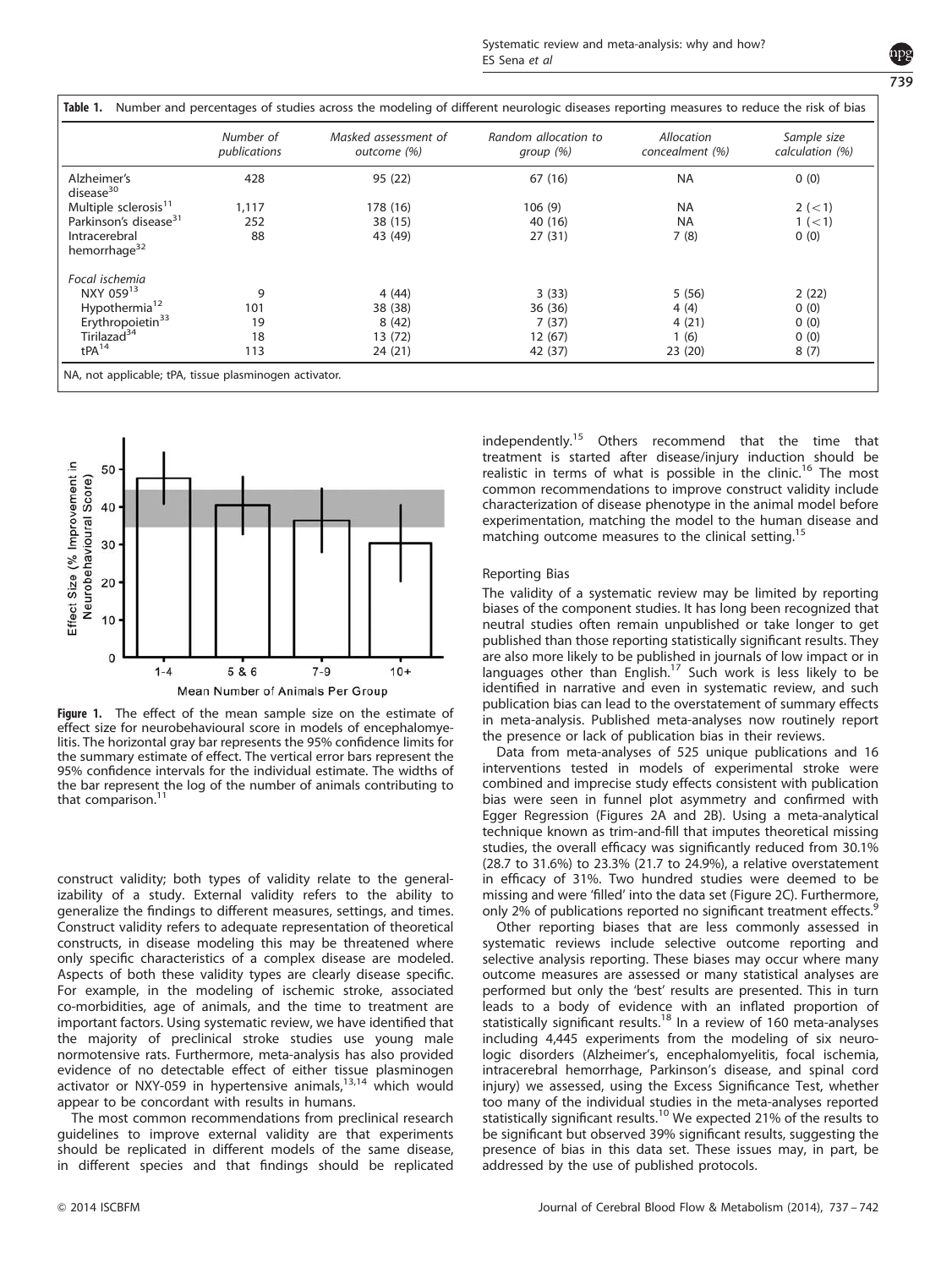**Table 1.** Number and percentages of studies across the modeling of different neurologic diseases reporting measures to reduce the risk of bias

| | Number of publications | Masked assessment of outcome (%) | Random allocation to group (%) | Allocation concealment (%) | Sample size calculation (%) |
|---|---|---|---|---|---|
| Alzheimer's disease[30] | 428 | 95 (22) | 67 (16) | NA | 0 (0) |
| Multiple sclerosis[11] | 1,117 | 178 (16) | 106 (9) | NA | 2 (<1) |
| Parkinson's disease[31] | 252 | 38 (15) | 40 (16) | NA | 1 (<1) |
| Intracerebral hemorrhage[32] | 88 | 43 (49) | 27 (31) | 7 (8) | 0 (0) |
| *Focal ischemia* | | | | | |
| NXY 059[13] | 9 | 4 (44) | 3 (33) | 5 (56) | 2 (22) |
| Hypothermia[12] | 101 | 38 (38) | 36 (36) | 4 (4) | 0 (0) |
| Erythropoietin[33] | 19 | 8 (42) | 7 (37) | 4 (21) | 0 (0) |
| Tirilazad[34] | 18 | 13 (72) | 12 (67) | 1 (6) | 0 (0) |
| tPA[14] | 113 | 24 (21) | 42 (37) | 23 (20) | 8 (7) |

NA, not applicable; tPA, tissue plasminogen activator.

**Figure 1.** The effect of the mean sample size on the estimate of effect size for neurobehavioural score in models of encephalomyelitis. The horizontal gray bar represents the 95% confidence limits for the summary estimate of effect. The vertical error bars represent the 95% confidence intervals for the individual estimate. The widths of the bar represent the log of the number of animals contributing to that comparison.[11]

construct validity; both types of validity relate to the generalizability of a study. External validity refers to the ability to generalize the findings to different measures, settings, and times. Construct validity refers to adequate representation of theoretical constructs, in disease modeling this may be threatened where only specific characteristics of a complex disease are modeled. Aspects of both these validity types are clearly disease specific. For example, in the modeling of ischemic stroke, associated co-morbidities, age of animals, and the time to treatment are important factors. Using systematic review, we have identified that the majority of preclinical stroke studies use young male normotensive rats. Furthermore, meta-analysis has also provided evidence of no detectable effect of either tissue plasminogen activator or NXY-059 in hypertensive animals,[13,14] which would appear to be concordant with results in humans.

The most common recommendations from preclinical research guidelines to improve external validity are that experiments should be replicated in different models of the same disease, in different species and that findings should be replicated independently.[15] Others recommend that the time that treatment is started after disease/injury induction should be realistic in terms of what is possible in the clinic.[16] The most common recommendations to improve construct validity include characterization of disease phenotype in the animal model before experimentation, matching the model to the human disease and matching outcome measures to the clinical setting.[15]

### Reporting Bias

The validity of a systematic review may be limited by reporting biases of the component studies. It has long been recognized that neutral studies often remain unpublished or take longer to get published than those reporting statistically significant results. They are also more likely to be published in journals of low impact or in languages other than English.[17] Such work is less likely to be identified in narrative and even in systematic review, and such publication bias can lead to the overstatement of summary effects in meta-analysis. Published meta-analyses now routinely report the presence or lack of publication bias in their reviews.

Data from meta-analyses of 525 unique publications and 16 interventions tested in models of experimental stroke were combined and imprecise study effects consistent with publication bias were seen in funnel plot asymmetry and confirmed with Egger Regression (Figures 2A and 2B). Using a meta-analytical technique known as trim-and-fill that imputes theoretical missing studies, the overall efficacy was significantly reduced from 30.1% (28.7 to 31.6%) to 23.3% (21.7 to 24.9%), a relative overstatement in efficacy of 31%. Two hundred studies were deemed to be missing and were 'filled' into the data set (Figure 2C). Furthermore, only 2% of publications reported no significant treatment effects.[9]

Other reporting biases that are less commonly assessed in systematic reviews include selective outcome reporting and selective analysis reporting. These biases may occur where many outcome measures are assessed or many statistical analyses are performed but only the 'best' results are presented. This in turn leads to a body of evidence with an inflated proportion of statistically significant results.[18] In a review of 160 meta-analyses including 4,445 experiments from the modeling of six neurologic disorders (Alzheimer's, encephalomyelitis, focal ischemia, intracerebral hemorrhage, Parkinson's disease, and spinal cord injury) we assessed, using the Excess Significance Test, whether too many of the individual studies in the meta-analyses reported statistically significant results.[10] We expected 21% of the results to be significant but observed 39% significant results, suggesting the presence of bias in this data set. These issues may, in part, be addressed by the use of published protocols.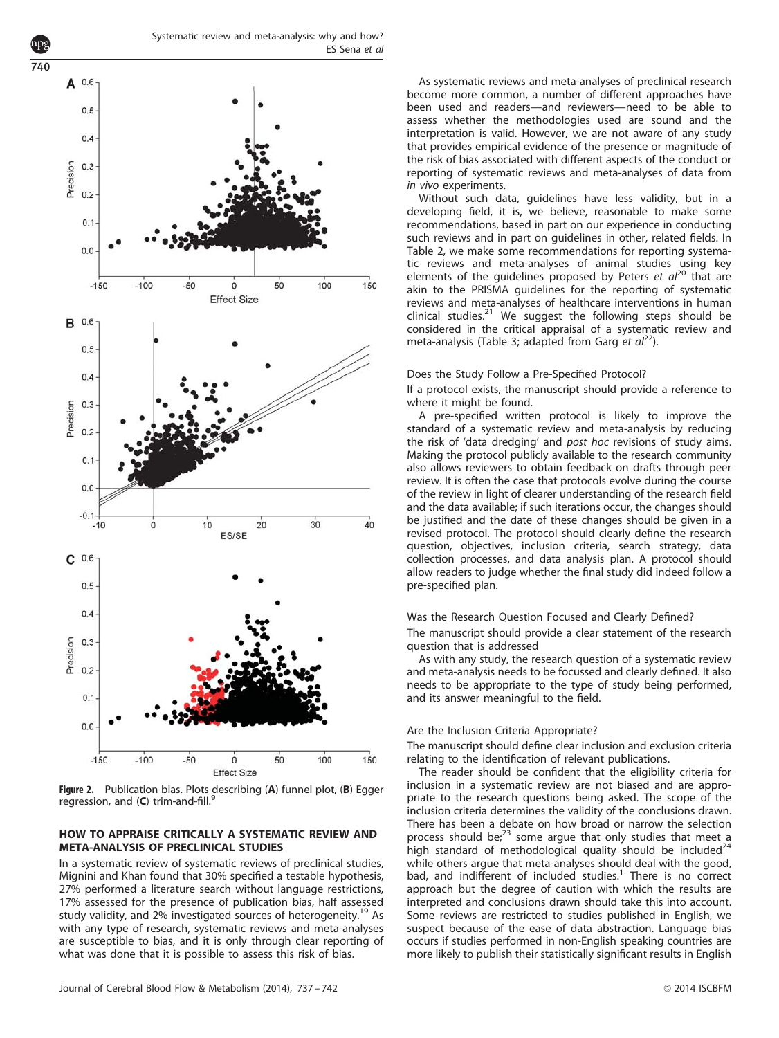Figure 2. Publication bias. Plots describing (A) funnel plot, (B) Egger regression, and (C) trim-and-fill.[9]

## HOW TO APPRAISE CRITICALLY A SYSTEMATIC REVIEW AND META-ANALYSIS OF PRECLINICAL STUDIES

In a systematic review of systematic reviews of preclinical studies, Mignini and Khan found that 30% specified a testable hypothesis, 27% performed a literature search without language restrictions, 17% assessed for the presence of publication bias, half assessed study validity, and 2% investigated sources of heterogeneity.[19] As with any type of research, systematic reviews and meta-analyses are susceptible to bias, and it is only through clear reporting of what was done that it is possible to assess this risk of bias.

As systematic reviews and meta-analyses of preclinical research become more common, a number of different approaches have been used and readers—and reviewers—need to be able to assess whether the methodologies used are sound and the interpretation is valid. However, we are not aware of any study that provides empirical evidence of the presence or magnitude of the risk of bias associated with different aspects of the conduct or reporting of systematic reviews and meta-analyses of data from *in vivo* experiments.

Without such data, guidelines have less validity, but in a developing field, it is, we believe, reasonable to make some recommendations, based in part on our experience in conducting such reviews and in part on guidelines in other, related fields. In Table 2, we make some recommendations for reporting systematic reviews and meta-analyses of animal studies using key elements of the guidelines proposed by Peters *et al*[20] that are akin to the PRISMA guidelines for the reporting of systematic reviews and meta-analyses of healthcare interventions in human clinical studies.[21] We suggest the following steps should be considered in the critical appraisal of a systematic review and meta-analysis (Table 3; adapted from Garg *et al*[22]).

### Does the Study Follow a Pre-Specified Protocol?

If a protocol exists, the manuscript should provide a reference to where it might be found.

A pre-specified written protocol is likely to improve the standard of a systematic review and meta-analysis by reducing the risk of 'data dredging' and *post hoc* revisions of study aims. Making the protocol publicly available to the research community also allows reviewers to obtain feedback on drafts through peer review. It is often the case that protocols evolve during the course of the review in light of clearer understanding of the research field and the data available; if such iterations occur, the changes should be justified and the date of these changes should be given in a revised protocol. The protocol should clearly define the research question, objectives, inclusion criteria, search strategy, data collection processes, and data analysis plan. A protocol should allow readers to judge whether the final study did indeed follow a pre-specified plan.

### Was the Research Question Focused and Clearly Defined?

The manuscript should provide a clear statement of the research question that is addressed

As with any study, the research question of a systematic review and meta-analysis needs to be focussed and clearly defined. It also needs to be appropriate to the type of study being performed, and its answer meaningful to the field.

### Are the Inclusion Criteria Appropriate?

The manuscript should define clear inclusion and exclusion criteria relating to the identification of relevant publications.

The reader should be confident that the eligibility criteria for inclusion in a systematic review are not biased and are appropriate to the research questions being asked. The scope of the inclusion criteria determines the validity of the conclusions drawn. There has been a debate on how broad or narrow the selection process should be;[23] some argue that only studies that meet a high standard of methodological quality should be included[24] while others argue that meta-analyses should deal with the good, bad, and indifferent of included studies.[1] There is no correct approach but the degree of caution with which the results are interpreted and conclusions drawn should take this into account. Some reviews are restricted to studies published in English, we suspect because of the ease of data abstraction. Language bias occurs if studies performed in non-English speaking countries are more likely to publish their statistically significant results in English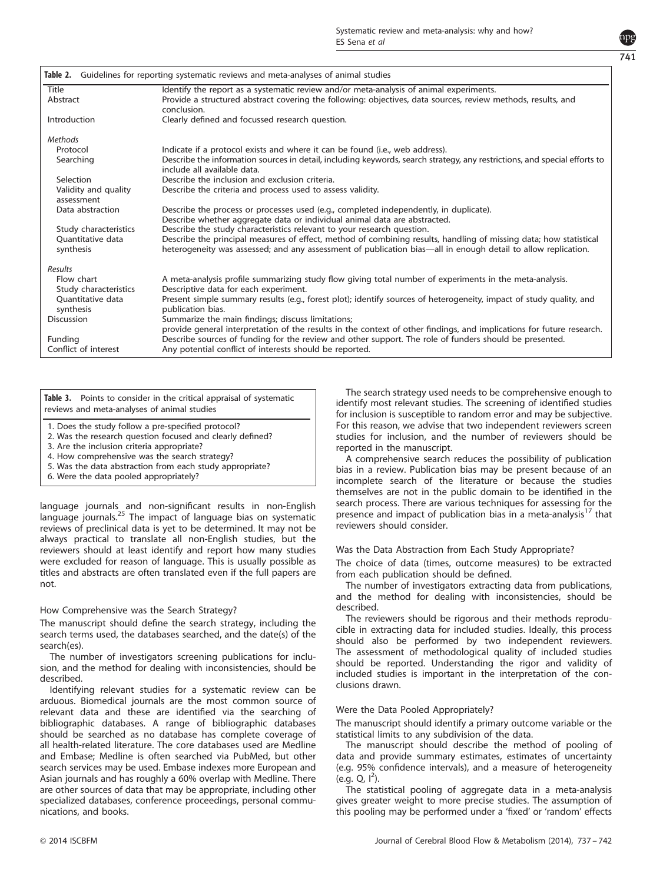**Table 2.** Guidelines for reporting systematic reviews and meta-analyses of animal studies

| | |
|---|---|
| Title | Identify the report as a systematic review and/or meta-analysis of animal experiments. |
| Abstract | Provide a structured abstract covering the following: objectives, data sources, review methods, results, and conclusion. |
| Introduction | Clearly defined and focussed research question. |
| *Methods* | |
| Protocol | Indicate if a protocol exists and where it can be found (i.e., web address). |
| Searching | Describe the information sources in detail, including keywords, search strategy, any restrictions, and special efforts to include all available data. |
| Selection | Describe the inclusion and exclusion criteria. |
| Validity and quality assessment | Describe the criteria and process used to assess validity. |
| Data abstraction | Describe the process or processes used (e.g., completed independently, in duplicate). Describe whether aggregate data or individual animal data are abstracted. |
| Study characteristics | Describe the study characteristics relevant to your research question. |
| Quantitative data synthesis | Describe the principal measures of effect, method of combining results, handling of missing data; how statistical heterogeneity was assessed; and any assessment of publication bias—all in enough detail to allow replication. |
| *Results* | |
| Flow chart | A meta-analysis profile summarizing study flow giving total number of experiments in the meta-analysis. |
| Study characteristics | Descriptive data for each experiment. |
| Quantitative data synthesis | Present simple summary results (e.g., forest plot); identify sources of heterogeneity, impact of study quality, and publication bias. |
| Discussion | Summarize the main findings; discuss limitations; provide general interpretation of the results in the context of other findings, and implications for future research. |
| Funding | Describe sources of funding for the review and other support. The role of funders should be presented. |
| Conflict of interest | Any potential conflict of interests should be reported. |

**Table 3.** Points to consider in the critical appraisal of systematic reviews and meta-analyses of animal studies

1. Does the study follow a pre-specified protocol?
2. Was the research question focused and clearly defined?
3. Are the inclusion criteria appropriate?
4. How comprehensive was the search strategy?
5. Was the data abstraction from each study appropriate?
6. Were the data pooled appropriately?

language journals and non-significant results in non-English language journals.[25] The impact of language bias on systematic reviews of preclinical data is yet to be determined. It may not be always practical to translate all non-English studies, but the reviewers should at least identify and report how many studies were excluded for reason of language. This is usually possible as titles and abstracts are often translated even if the full papers are not.

### How Comprehensive was the Search Strategy?

The manuscript should define the search strategy, including the search terms used, the databases searched, and the date(s) of the search(es).

The number of investigators screening publications for inclusion, and the method for dealing with inconsistencies, should be described.

Identifying relevant studies for a systematic review can be arduous. Biomedical journals are the most common source of relevant data and these are identified via the searching of bibliographic databases. A range of bibliographic databases should be searched as no database has complete coverage of all health-related literature. The core databases used are Medline and Embase; Medline is often searched via PubMed, but other search services may be used. Embase indexes more European and Asian journals and has roughly a 60% overlap with Medline. There are other sources of data that may be appropriate, including other specialized databases, conference proceedings, personal communications, and books.

The search strategy used needs to be comprehensive enough to identify most relevant studies. The screening of identified studies for inclusion is susceptible to random error and may be subjective. For this reason, we advise that two independent reviewers screen studies for inclusion, and the number of reviewers should be reported in the manuscript.

A comprehensive search reduces the possibility of publication bias in a review. Publication bias may be present because of an incomplete search of the literature or because the studies themselves are not in the public domain to be identified in the search process. There are various techniques for assessing for the presence and impact of publication bias in a meta-analysis[17] that reviewers should consider.

### Was the Data Abstraction from Each Study Appropriate?

The choice of data (times, outcome measures) to be extracted from each publication should be defined.

The number of investigators extracting data from publications, and the method for dealing with inconsistencies, should be described.

The reviewers should be rigorous and their methods reproducible in extracting data for included studies. Ideally, this process should also be performed by two independent reviewers. The assessment of methodological quality of included studies should be reported. Understanding the rigor and validity of included studies is important in the interpretation of the conclusions drawn.

### Were the Data Pooled Appropriately?

The manuscript should identify a primary outcome variable or the statistical limits to any subdivision of the data.

The manuscript should describe the method of pooling of data and provide summary estimates, estimates of uncertainty (e.g. 95% confidence intervals), and a measure of heterogeneity (e.g. Q, $I^2$).

The statistical pooling of aggregate data in a meta-analysis gives greater weight to more precise studies. The assumption of this pooling may be performed under a 'fixed' or 'random' effects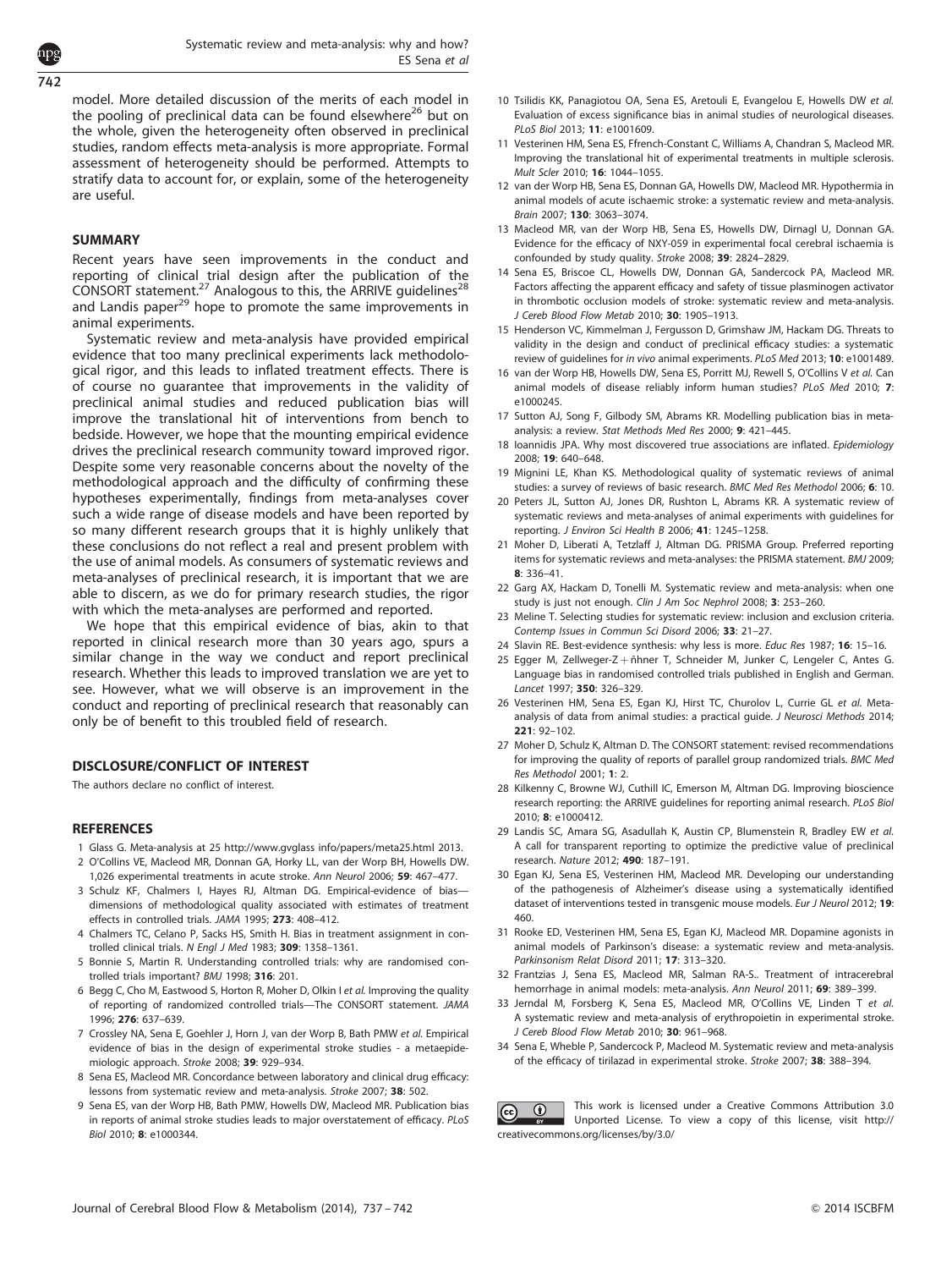model. More detailed discussion of the merits of each model in the pooling of preclinical data can be found elsewhere[26] but on the whole, given the heterogeneity often observed in preclinical studies, random effects meta-analysis is more appropriate. Formal assessment of heterogeneity should be performed. Attempts to stratify data to account for, or explain, some of the heterogeneity are useful.

## SUMMARY

Recent years have seen improvements in the conduct and reporting of clinical trial design after the publication of the CONSORT statement.[27] Analogous to this, the ARRIVE guidelines[28] and Landis paper[29] hope to promote the same improvements in animal experiments.

Systematic review and meta-analysis have provided empirical evidence that too many preclinical experiments lack methodological rigor, and this leads to inflated treatment effects. There is of course no guarantee that improvements in the validity of preclinical animal studies and reduced publication bias will improve the translational hit of interventions from bench to bedside. However, we hope that the mounting empirical evidence drives the preclinical research community toward improved rigor. Despite some very reasonable concerns about the novelty of the methodological approach and the difficulty of confirming these hypotheses experimentally, findings from meta-analyses cover such a wide range of disease models and have been reported by so many different research groups that it is highly unlikely that these conclusions do not reflect a real and present problem with the use of animal models. As consumers of systematic reviews and meta-analyses of preclinical research, it is important that we are able to discern, as we do for primary research studies, the rigor with which the meta-analyses are performed and reported.

We hope that this empirical evidence of bias, akin to that reported in clinical research more than 30 years ago, spurs a similar change in the way we conduct and report preclinical research. Whether this leads to improved translation we are yet to see. However, what we will observe is an improvement in the conduct and reporting of preclinical research that reasonably can only be of benefit to this troubled field of research.

## DISCLOSURE/CONFLICT OF INTEREST

The authors declare no conflict of interest.

## REFERENCES

1. Glass G. Meta-analysis at 25 http://www.gvglass info/papers/meta25.html 2013.
2. O'Collins VE, Macleod MR, Donnan GA, Horky LL, van der Worp BH, Howells DW. 1,026 experimental treatments in acute stroke. *Ann Neurol* 2006; **59**: 467–477.
3. Schulz KF, Chalmers I, Hayes RJ, Altman DG. Empirical-evidence of bias—dimensions of methodological quality associated with estimates of treatment effects in controlled trials. *JAMA* 1995; **273**: 408–412.
4. Chalmers TC, Celano P, Sacks HS, Smith H. Bias in treatment assignment in controlled clinical trials. *N Engl J Med* 1983; **309**: 1358–1361.
5. Bonnie S, Martin R. Understanding controlled trials: why are randomised controlled trials important? *BMJ* 1998; **316**: 201.
6. Begg C, Cho M, Eastwood S, Horton R, Moher D, Olkin I *et al.* Improving the quality of reporting of randomized controlled trials—The CONSORT statement. *JAMA* 1996; **276**: 637–639.
7. Crossley NA, Sena E, Goehler J, Horn J, van der Worp B, Bath PMW *et al.* Empirical evidence of bias in the design of experimental stroke studies - a metaepidemiologic approach. *Stroke* 2008; **39**: 929–934.
8. Sena ES, Macleod MR. Concordance between laboratory and clinical drug efficacy: lessons from systematic review and meta-analysis. *Stroke* 2007; **38**: 502.
9. Sena ES, van der Worp HB, Bath PMW, Howells DW, Macleod MR. Publication bias in reports of animal stroke studies leads to major overstatement of efficacy. *PLoS Biol* 2010; **8**: e1000344.
10. Tsilidis KK, Panagiotou OA, Sena ES, Aretouli E, Evangelou E, Howells DW *et al.* Evaluation of excess significance bias in animal studies of neurological diseases. *PLoS Biol* 2013; **11**: e1001609.
11. Vesterinen HM, Sena ES, Ffrench-Constant C, Williams A, Chandran S, Macleod MR. Improving the translational hit of experimental treatments in multiple sclerosis. *Mult Scler* 2010; **16**: 1044–1055.
12. van der Worp HB, Sena ES, Donnan GA, Howells DW, Macleod MR. Hypothermia in animal models of acute ischaemic stroke: a systematic review and meta-analysis. *Brain* 2007; **130**: 3063–3074.
13. Macleod MR, van der Worp HB, Sena ES, Howells DW, Dirnagl U, Donnan GA. Evidence for the efficacy of NXY-059 in experimental focal cerebral ischaemia is confounded by study quality. *Stroke* 2008; **39**: 2824–2829.
14. Sena ES, Briscoe CL, Howells DW, Donnan GA, Sandercock PA, Macleod MR. Factors affecting the apparent efficacy and safety of tissue plasminogen activator in thrombotic occlusion models of stroke: systematic review and meta-analysis. *J Cereb Blood Flow Metab* 2010; **30**: 1905–1913.
15. Henderson VC, Kimmelman J, Fergusson D, Grimshaw JM, Hackam DG. Threats to validity in the design and conduct of preclinical efficacy studies: a systematic review of guidelines for *in vivo* animal experiments. *PLoS Med* 2013; **10**: e1001489.
16. van der Worp HB, Howells DW, Sena ES, Porritt MJ, Rewell S, O'Collins V *et al.* Can animal models of disease reliably inform human studies? *PLoS Med* 2010; **7**: e1000245.
17. Sutton AJ, Song F, Gilbody SM, Abrams KR. Modelling publication bias in meta-analysis: a review. *Stat Methods Med Res* 2000; **9**: 421–445.
18. Ioannidis JPA. Why most discovered true associations are inflated. *Epidemiology* 2008; **19**: 640–648.
19. Mignini LE, Khan KS. Methodological quality of systematic reviews of animal studies: a survey of reviews of basic research. *BMC Med Res Methodol* 2006; **6**: 10.
20. Peters JL, Sutton AJ, Jones DR, Rushton L, Abrams KR. A systematic review of systematic reviews and meta-analyses of animal experiments with guidelines for reporting. *J Environ Sci Health B* 2006; **41**: 1245–1258.
21. Moher D, Liberati A, Tetzlaff J, Altman DG. PRISMA Group. Preferred reporting items for systematic reviews and meta-analyses: the PRISMA statement. *BMJ* 2009; **8**: 336–41.
22. Garg AX, Hackam D, Tonelli M. Systematic review and meta-analysis: when one study is just not enough. *Clin J Am Soc Nephrol* 2008; **3**: 253–260.
23. Meline T. Selecting studies for systematic review: inclusion and exclusion criteria. *Contemp Issues in Commun Sci Disord* 2006; **33**: 21–27.
24. Slavin RE. Best-evidence synthesis: why less is more. *Educ Res* 1987; **16**: 15–16.
25. Egger M, Zellweger-Z + ñhner T, Schneider M, Junker C, Lengeler C, Antes G. Language bias in randomised controlled trials published in English and German. *Lancet* 1997; **350**: 326–329.
26. Vesterinen HM, Sena ES, Egan KJ, Hirst TC, Churolov L, Currie GL *et al.* Meta-analysis of data from animal studies: a practical guide. *J Neurosci Methods* 2014; **221**: 92–102.
27. Moher D, Schulz K, Altman D. The CONSORT statement: revised recommendations for improving the quality of reports of parallel group randomized trials. *BMC Med Res Methodol* 2001; **1**: 2.
28. Kilkenny C, Browne WJ, Cuthill IC, Emerson M, Altman DG. Improving bioscience research reporting: the ARRIVE guidelines for reporting animal research. *PLoS Biol* 2010; **8**: e1000412.
29. Landis SC, Amara SG, Asadullah K, Austin CP, Blumenstein R, Bradley EW *et al.* A call for transparent reporting to optimize the predictive value of preclinical research. *Nature* 2012; **490**: 187–191.
30. Egan KJ, Sena ES, Vesterinen HM, Macleod MR. Developing our understanding of the pathogenesis of Alzheimer's disease using a systematically identified dataset of interventions tested in transgenic mouse models. *Eur J Neurol* 2012; **19**: 460.
31. Rooke ED, Vesterinen HM, Sena ES, Egan KJ, Macleod MR. Dopamine agonists in animal models of Parkinson's disease: a systematic review and meta-analysis. *Parkinsonism Relat Disord* 2011; **17**: 313–320.
32. Frantzias J, Sena ES, Macleod MR, Salman RA-S.. Treatment of intracerebral hemorrhage in animal models: meta-analysis. *Ann Neurol* 2011; **69**: 389–399.
33. Jerndal M, Forsberg K, Sena ES, Macleod MR, O'Collins VE, Linden T *et al.* A systematic review and meta-analysis of erythropoietin in experimental stroke. *J Cereb Blood Flow Metab* 2010; **30**: 961–968.
34. Sena E, Wheble P, Sandercock P, Macleod M. Systematic review and meta-analysis of the efficacy of tirilazad in experimental stroke. *Stroke* 2007; **38**: 388–394.

This work is licensed under a Creative Commons Attribution 3.0 Unported License. To view a copy of this license, visit http://creativecommons.org/licenses/by/3.0/